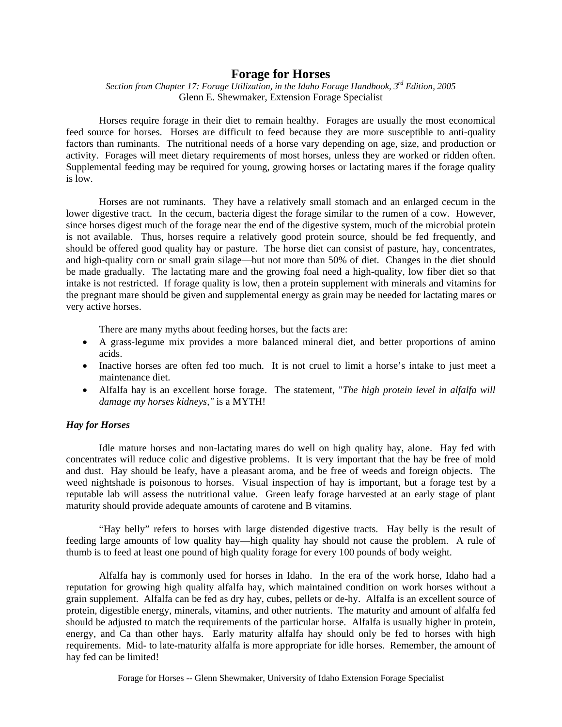# Forage for Horses

*Section from Chapter 17: Forage Utilization, in the Idaho Forage Handbook, 3rd Edition, 2005*
Glenn E. Shewmaker, Extension Forage Specialist

Horses require forage in their diet to remain healthy. Forages are usually the most economical feed source for horses. Horses are difficult to feed because they are more susceptible to anti-quality factors than ruminants. The nutritional needs of a horse vary depending on age, size, and production or activity. Forages will meet dietary requirements of most horses, unless they are worked or ridden often. Supplemental feeding may be required for young, growing horses or lactating mares if the forage quality is low.

Horses are not ruminants. They have a relatively small stomach and an enlarged cecum in the lower digestive tract. In the cecum, bacteria digest the forage similar to the rumen of a cow. However, since horses digest much of the forage near the end of the digestive system, much of the microbial protein is not available. Thus, horses require a relatively good protein source, should be fed frequently, and should be offered good quality hay or pasture. The horse diet can consist of pasture, hay, concentrates, and high-quality corn or small grain silage—but not more than 50% of diet. Changes in the diet should be made gradually. The lactating mare and the growing foal need a high-quality, low fiber diet so that intake is not restricted. If forage quality is low, then a protein supplement with minerals and vitamins for the pregnant mare should be given and supplemental energy as grain may be needed for lactating mares or very active horses.

There are many myths about feeding horses, but the facts are:

- A grass-legume mix provides a more balanced mineral diet, and better proportions of amino acids.
- Inactive horses are often fed too much. It is not cruel to limit a horse's intake to just meet a maintenance diet.
- Alfalfa hay is an excellent horse forage. The statement, "*The high protein level in alfalfa will damage my horses kidneys,"* is a MYTH!

### *Hay for Horses*

Idle mature horses and non-lactating mares do well on high quality hay, alone. Hay fed with concentrates will reduce colic and digestive problems. It is very important that the hay be free of mold and dust. Hay should be leafy, have a pleasant aroma, and be free of weeds and foreign objects. The weed nightshade is poisonous to horses. Visual inspection of hay is important, but a forage test by a reputable lab will assess the nutritional value. Green leafy forage harvested at an early stage of plant maturity should provide adequate amounts of carotene and B vitamins.

"Hay belly" refers to horses with large distended digestive tracts. Hay belly is the result of feeding large amounts of low quality hay—high quality hay should not cause the problem. A rule of thumb is to feed at least one pound of high quality forage for every 100 pounds of body weight.

Alfalfa hay is commonly used for horses in Idaho. In the era of the work horse, Idaho had a reputation for growing high quality alfalfa hay, which maintained condition on work horses without a grain supplement. Alfalfa can be fed as dry hay, cubes, pellets or de-hy. Alfalfa is an excellent source of protein, digestible energy, minerals, vitamins, and other nutrients. The maturity and amount of alfalfa fed should be adjusted to match the requirements of the particular horse. Alfalfa is usually higher in protein, energy, and Ca than other hays. Early maturity alfalfa hay should only be fed to horses with high requirements. Mid- to late-maturity alfalfa is more appropriate for idle horses. Remember, the amount of hay fed can be limited!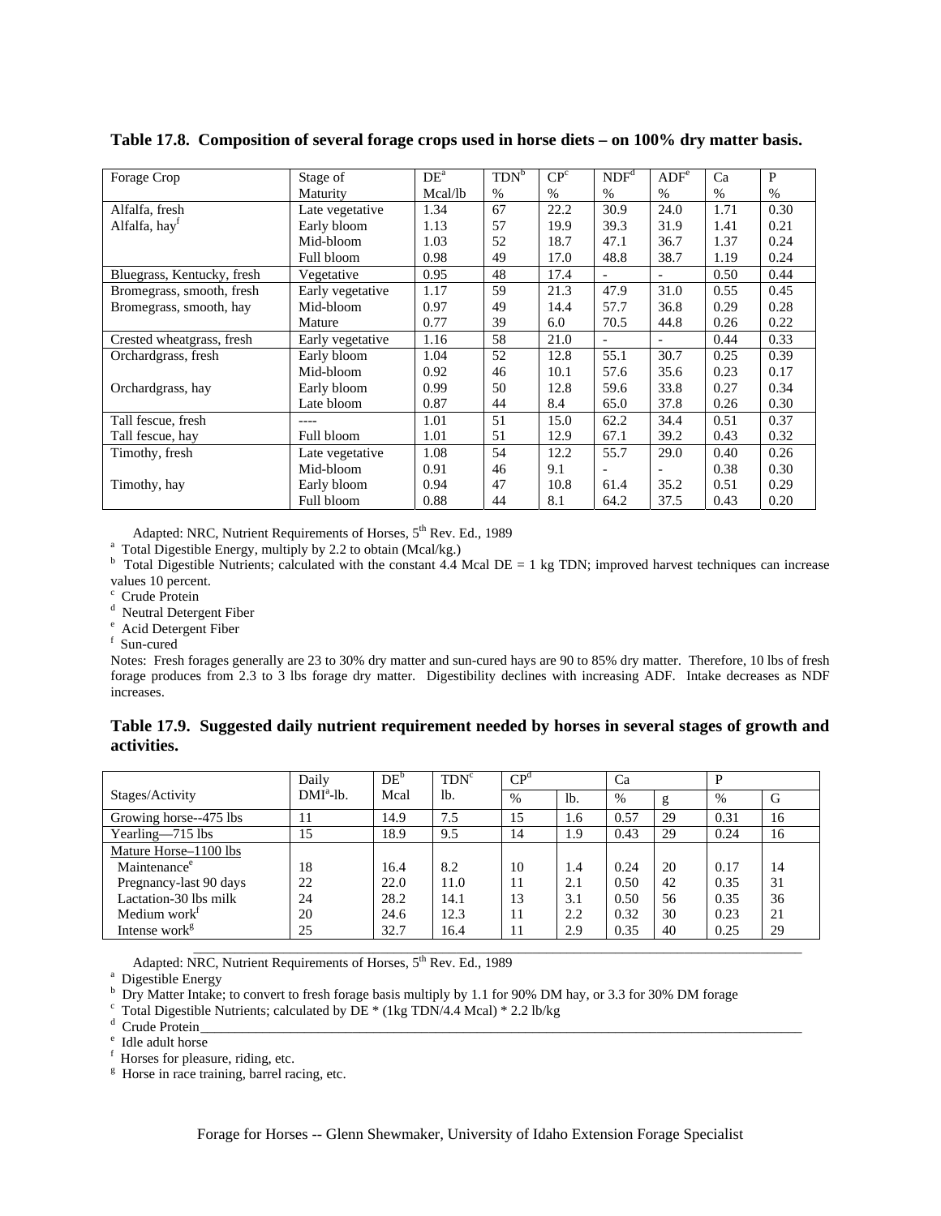**Table 17.8. Composition of several forage crops used in horse diets – on 100% dry matter basis.**

| Forage Crop | Stage of Maturity | DE[a] Mcal/lb | TDN[b] % | CP[c] % | NDF[d] % | ADF[e] % | Ca % | P % |
|---|---|---|---|---|---|---|---|---|
| Alfalfa, fresh | Late vegetative | 1.34 | 67 | 22.2 | 30.9 | 24.0 | 1.71 | 0.30 |
| Alfalfa, hay[f] | Early bloom | 1.13 | 57 | 19.9 | 39.3 | 31.9 | 1.41 | 0.21 |
| | Mid-bloom | 1.03 | 52 | 18.7 | 47.1 | 36.7 | 1.37 | 0.24 |
| | Full bloom | 0.98 | 49 | 17.0 | 48.8 | 38.7 | 1.19 | 0.24 |
| Bluegrass, Kentucky, fresh | Vegetative | 0.95 | 48 | 17.4 | - | - | 0.50 | 0.44 |
| Bromegrass, smooth, fresh | Early vegetative | 1.17 | 59 | 21.3 | 47.9 | 31.0 | 0.55 | 0.45 |
| Bromegrass, smooth, hay | Mid-bloom | 0.97 | 49 | 14.4 | 57.7 | 36.8 | 0.29 | 0.28 |
| | Mature | 0.77 | 39 | 6.0 | 70.5 | 44.8 | 0.26 | 0.22 |
| Crested wheatgrass, fresh | Early vegetative | 1.16 | 58 | 21.0 | - | - | 0.44 | 0.33 |
| Orchardgrass, fresh | Early bloom | 1.04 | 52 | 12.8 | 55.1 | 30.7 | 0.25 | 0.39 |
| | Mid-bloom | 0.92 | 46 | 10.1 | 57.6 | 35.6 | 0.23 | 0.17 |
| Orchardgrass, hay | Early bloom | 0.99 | 50 | 12.8 | 59.6 | 33.8 | 0.27 | 0.34 |
| | Late bloom | 0.87 | 44 | 8.4 | 65.0 | 37.8 | 0.26 | 0.30 |
| Tall fescue, fresh | ---- | 1.01 | 51 | 15.0 | 62.2 | 34.4 | 0.51 | 0.37 |
| Tall fescue, hay | Full bloom | 1.01 | 51 | 12.9 | 67.1 | 39.2 | 0.43 | 0.32 |
| Timothy, fresh | Late vegetative | 1.08 | 54 | 12.2 | 55.7 | 29.0 | 0.40 | 0.26 |
| | Mid-bloom | 0.91 | 46 | 9.1 | - | - | 0.38 | 0.30 |
| Timothy, hay | Early bloom | 0.94 | 47 | 10.8 | 61.4 | 35.2 | 0.51 | 0.29 |
| | Full bloom | 0.88 | 44 | 8.1 | 64.2 | 37.5 | 0.43 | 0.20 |

Adapted: NRC, Nutrient Requirements of Horses, 5th Rev. Ed., 1989

[a] Total Digestible Energy, multiply by 2.2 to obtain (Mcal/kg.)

[b] Total Digestible Nutrients; calculated with the constant 4.4 Mcal DE = 1 kg TDN; improved harvest techniques can increase values 10 percent.

[c] Crude Protein

[d] Neutral Detergent Fiber

[e] Acid Detergent Fiber

[f] Sun-cured

Notes: Fresh forages generally are 23 to 30% dry matter and sun-cured hays are 90 to 85% dry matter. Therefore, 10 lbs of fresh forage produces from 2.3 to 3 lbs forage dry matter. Digestibility declines with increasing ADF. Intake decreases as NDF increases.

**Table 17.9. Suggested daily nutrient requirement needed by horses in several stages of growth and activities.**

| Stages/Activity | Daily DMI[a]-lb. | DE[b] Mcal | TDN[c] lb. | CP[d] | | Ca | | P | |
|---|---|---|---|---|---|---|---|---|---|
| | | | | % | lb. | % | g | % | G |
| Growing horse--475 lbs | 11 | 14.9 | 7.5 | 15 | 1.6 | 0.57 | 29 | 0.31 | 16 |
| Yearling—715 lbs | 15 | 18.9 | 9.5 | 14 | 1.9 | 0.43 | 29 | 0.24 | 16 |
| Mature Horse–1100 lbs | | | | | | | | | |
| Maintenance[e] | 18 | 16.4 | 8.2 | 10 | 1.4 | 0.24 | 20 | 0.17 | 14 |
| Pregnancy-last 90 days | 22 | 22.0 | 11.0 | 11 | 2.1 | 0.50 | 42 | 0.35 | 31 |
| Lactation-30 lbs milk | 24 | 28.2 | 14.1 | 13 | 3.1 | 0.50 | 56 | 0.35 | 36 |
| Medium work[f] | 20 | 24.6 | 12.3 | 11 | 2.2 | 0.32 | 30 | 0.23 | 21 |
| Intense work[g] | 25 | 32.7 | 16.4 | 11 | 2.9 | 0.35 | 40 | 0.25 | 29 |

Adapted: NRC, Nutrient Requirements of Horses, 5th Rev. Ed., 1989

[a] Digestible Energy

[b] Dry Matter Intake; to convert to fresh forage basis multiply by 1.1 for 90% DM hay, or 3.3 for 30% DM forage

[c] Total Digestible Nutrients; calculated by DE * (1kg TDN/4.4 Mcal) * 2.2 lb/kg

[d] Crude Protein

[e] Idle adult horse

[f] Horses for pleasure, riding, etc.

[g] Horse in race training, barrel racing, etc.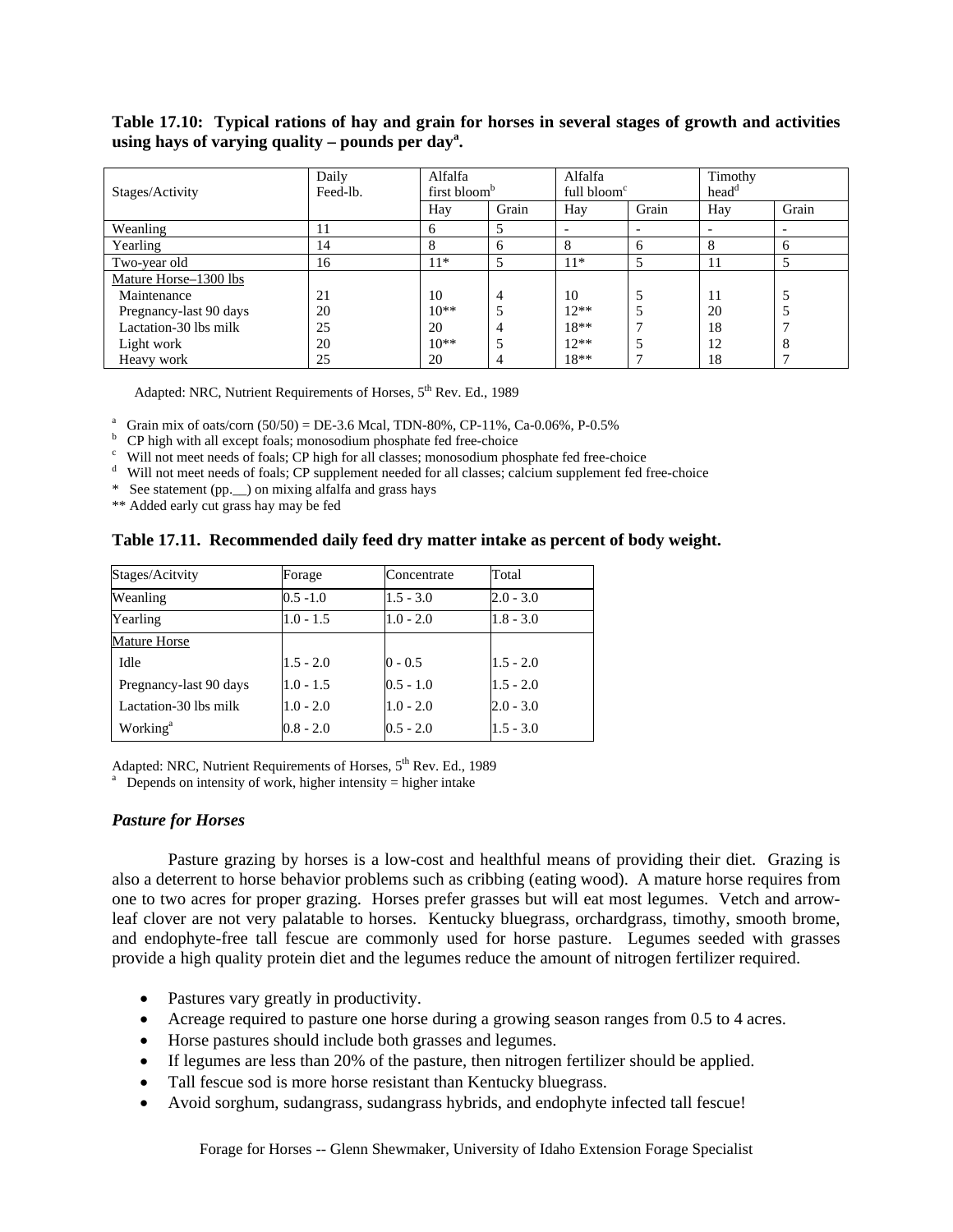**Table 17.10: Typical rations of hay and grain for horses in several stages of growth and activities using hays of varying quality – pounds per day[a].**

| Stages/Activity | Daily Feed-lb. | Alfalfa first bloom[b] | | Alfalfa full bloom[c] | | Timothy head[d] | |
|---|---|---|---|---|---|---|---|
| | | Hay | Grain | Hay | Grain | Hay | Grain |
| Weanling | 11 | 6 | 5 | - | - | - | - |
| Yearling | 14 | 8 | 6 | 8 | 6 | 8 | 6 |
| Two-year old | 16 | 11* | 5 | 11* | 5 | 11 | 5 |
| Mature Horse–1300 lbs | | | | | | | |
| Maintenance | 21 | 10 | 4 | 10 | 5 | 11 | 5 |
| Pregnancy-last 90 days | 20 | 10** | 5 | 12** | 5 | 20 | 5 |
| Lactation-30 lbs milk | 25 | 20 | 4 | 18** | 7 | 18 | 7 |
| Light work | 20 | 10** | 5 | 12** | 5 | 12 | 8 |
| Heavy work | 25 | 20 | 4 | 18** | 7 | 18 | 7 |

Adapted: NRC, Nutrient Requirements of Horses, 5th Rev. Ed., 1989

[a] Grain mix of oats/corn (50/50) = DE-3.6 Mcal, TDN-80%, CP-11%, Ca-0.06%, P-0.5%
[b] CP high with all except foals; monosodium phosphate fed free-choice
[c] Will not meet needs of foals; CP high for all classes; monosodium phosphate fed free-choice
[d] Will not meet needs of foals; CP supplement needed for all classes; calcium supplement fed free-choice
* See statement (pp.__) on mixing alfalfa and grass hays
** Added early cut grass hay may be fed

**Table 17.11. Recommended daily feed dry matter intake as percent of body weight.**

| Stages/Acitvity | Forage | Concentrate | Total |
|---|---|---|---|
| Weanling | 0.5 -1.0 | 1.5 - 3.0 | 2.0 - 3.0 |
| Yearling | 1.0 - 1.5 | 1.0 - 2.0 | 1.8 - 3.0 |
| Mature Horse | | | |
| Idle | 1.5 - 2.0 | 0 - 0.5 | 1.5 - 2.0 |
| Pregnancy-last 90 days | 1.0 - 1.5 | 0.5 - 1.0 | 1.5 - 2.0 |
| Lactation-30 lbs milk | 1.0 - 2.0 | 1.0 - 2.0 | 2.0 - 3.0 |
| Working[a] | 0.8 - 2.0 | 0.5 - 2.0 | 1.5 - 3.0 |

Adapted: NRC, Nutrient Requirements of Horses, 5th Rev. Ed., 1989
[a] Depends on intensity of work, higher intensity = higher intake

### *Pasture for Horses*

Pasture grazing by horses is a low-cost and healthful means of providing their diet. Grazing is also a deterrent to horse behavior problems such as cribbing (eating wood). A mature horse requires from one to two acres for proper grazing. Horses prefer grasses but will eat most legumes. Vetch and arrow-leaf clover are not very palatable to horses. Kentucky bluegrass, orchardgrass, timothy, smooth brome, and endophyte-free tall fescue are commonly used for horse pasture. Legumes seeded with grasses provide a high quality protein diet and the legumes reduce the amount of nitrogen fertilizer required.

- Pastures vary greatly in productivity.
- Acreage required to pasture one horse during a growing season ranges from 0.5 to 4 acres.
- Horse pastures should include both grasses and legumes.
- If legumes are less than 20% of the pasture, then nitrogen fertilizer should be applied.
- Tall fescue sod is more horse resistant than Kentucky bluegrass.
- Avoid sorghum, sudangrass, sudangrass hybrids, and endophyte infected tall fescue!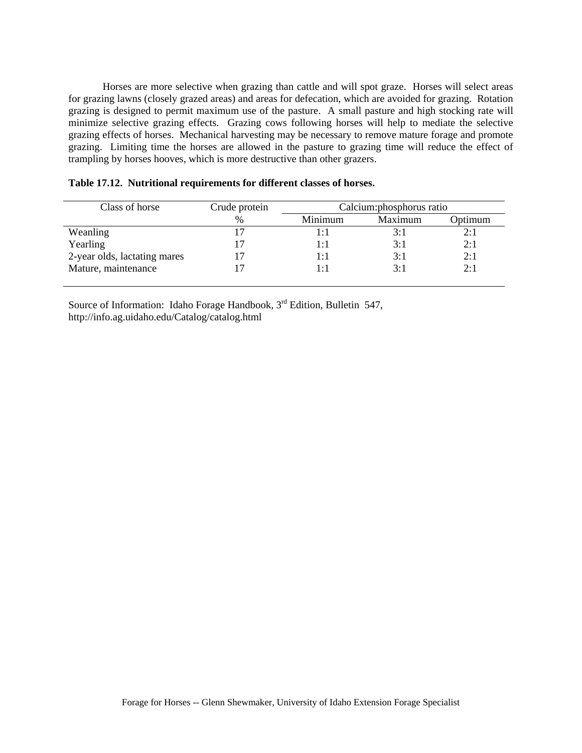Horses are more selective when grazing than cattle and will spot graze. Horses will select areas for grazing lawns (closely grazed areas) and areas for defecation, which are avoided for grazing. Rotation grazing is designed to permit maximum use of the pasture. A small pasture and high stocking rate will minimize selective grazing effects. Grazing cows following horses will help to mediate the selective grazing effects of horses. Mechanical harvesting may be necessary to remove mature forage and promote grazing. Limiting time the horses are allowed in the pasture to grazing time will reduce the effect of trampling by horses hooves, which is more destructive than other grazers.

**Table 17.12. Nutritional requirements for different classes of horses.**

| Class of horse | Crude protein | Calcium:phosphorus ratio | | |
|---|---|---|---|---|
| | % | Minimum | Maximum | Optimum |
| Weanling | 17 | 1:1 | 3:1 | 2:1 |
| Yearling | 17 | 1:1 | 3:1 | 2:1 |
| 2-year olds, lactating mares | 17 | 1:1 | 3:1 | 2:1 |
| Mature, maintenance | 17 | 1:1 | 3:1 | 2:1 |

Source of Information: Idaho Forage Handbook, 3rd Edition, Bulletin 547, http://info.ag.uidaho.edu/Catalog/catalog.html